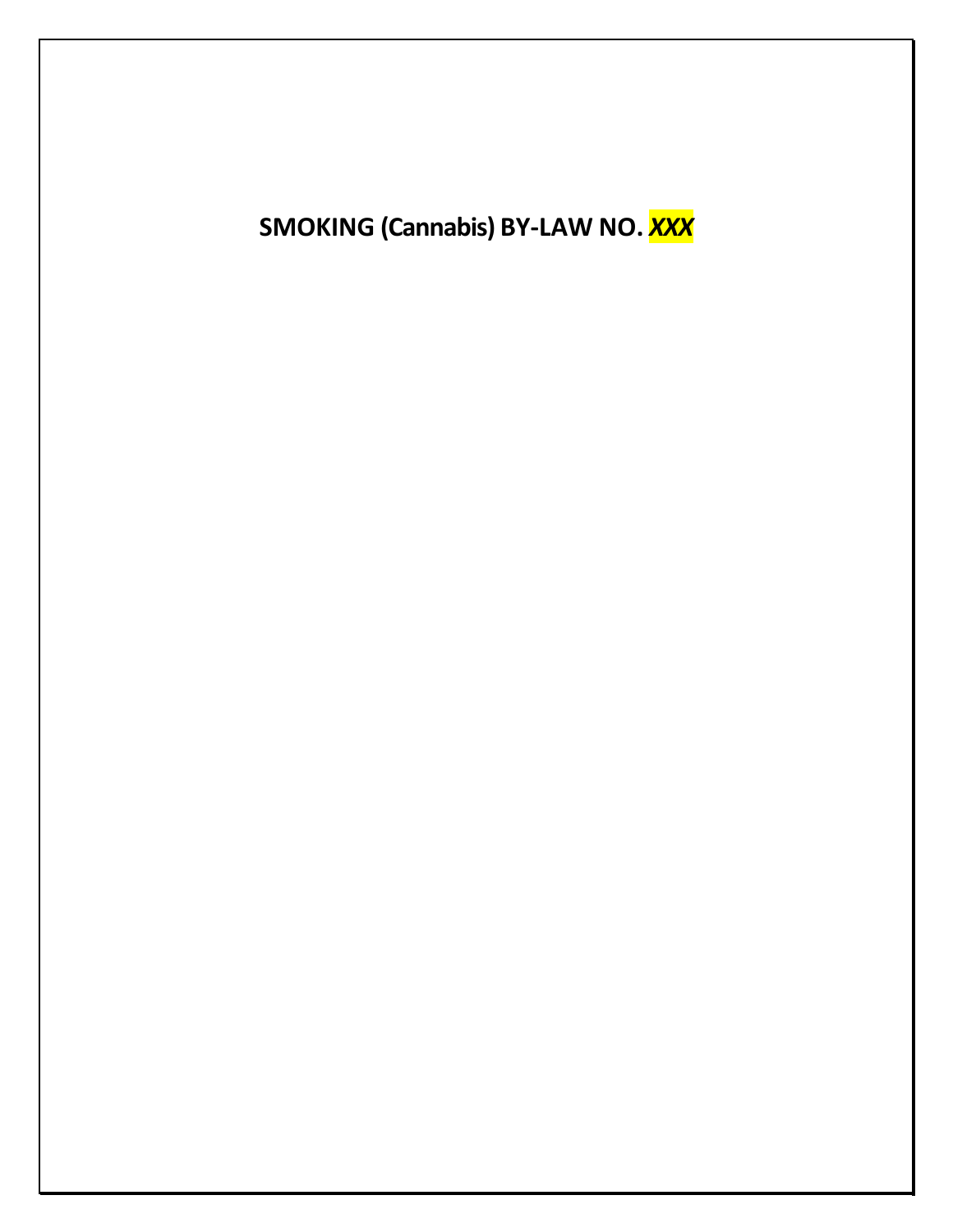# SMOKING (Cannabis) BY-LAW NO. ***XXX***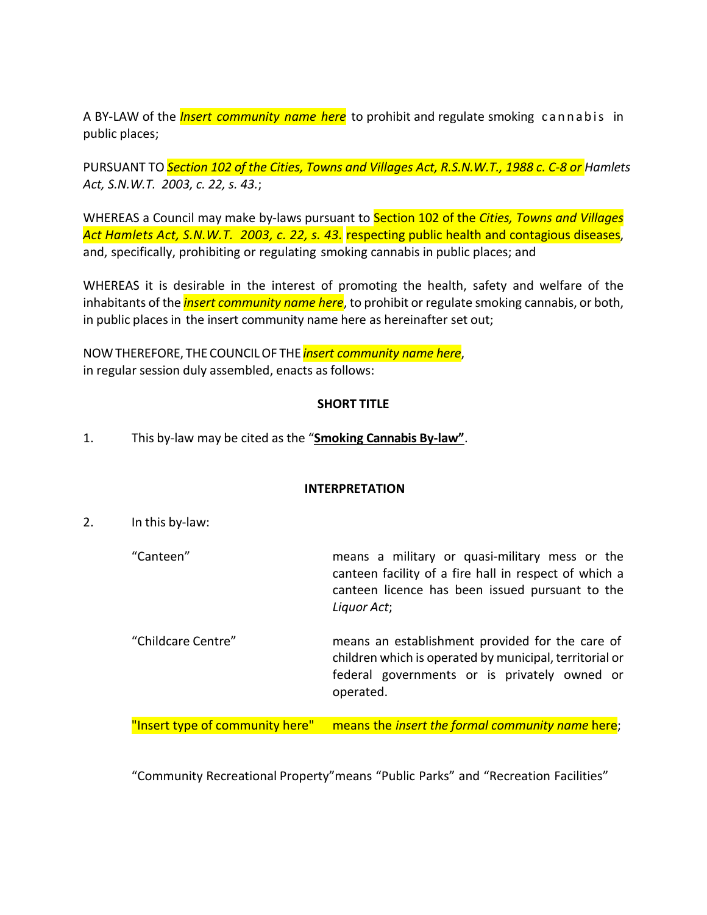A BY-LAW of the *Insert community name here* to prohibit and regulate smoking cannabis in public places;

PURSUANT TO *Section 102 of the Cities, Towns and Villages Act, R.S.N.W.T., 1988 c. C-8 or Hamlets Act, S.N.W.T. 2003, c. 22, s. 43.*;

WHEREAS a Council may make by-laws pursuant to Section 102 of the *Cities, Towns and Villages Act Hamlets Act, S.N.W.T. 2003, c. 22, s. 43.* respecting public health and contagious diseases, and, specifically, prohibiting or regulating smoking cannabis in public places; and

WHEREAS it is desirable in the interest of promoting the health, safety and welfare of the inhabitants of the *insert community name here*, to prohibit or regulate smoking cannabis, or both, in public places in the insert community name here as hereinafter set out;

NOW THEREFORE, THE COUNCIL OF THE *insert community name here*, in regular session duly assembled, enacts as follows:

## SHORT TITLE

1. This by-law may be cited as the "**Smoking Cannabis By-law**".

## INTERPRETATION

2. In this by-law:

| | |
|---|---|
| "Canteen" | means a military or quasi-military mess or the canteen facility of a fire hall in respect of which a canteen licence has been issued pursuant to the *Liquor Act*; |
| "Childcare Centre" | means an establishment provided for the care of children which is operated by municipal, territorial or federal governments or is privately owned or operated. |
| "Insert type of community here" | means the *insert the formal community name* here; |
| "Community Recreational Property" | means "Public Parks" and "Recreation Facilities" |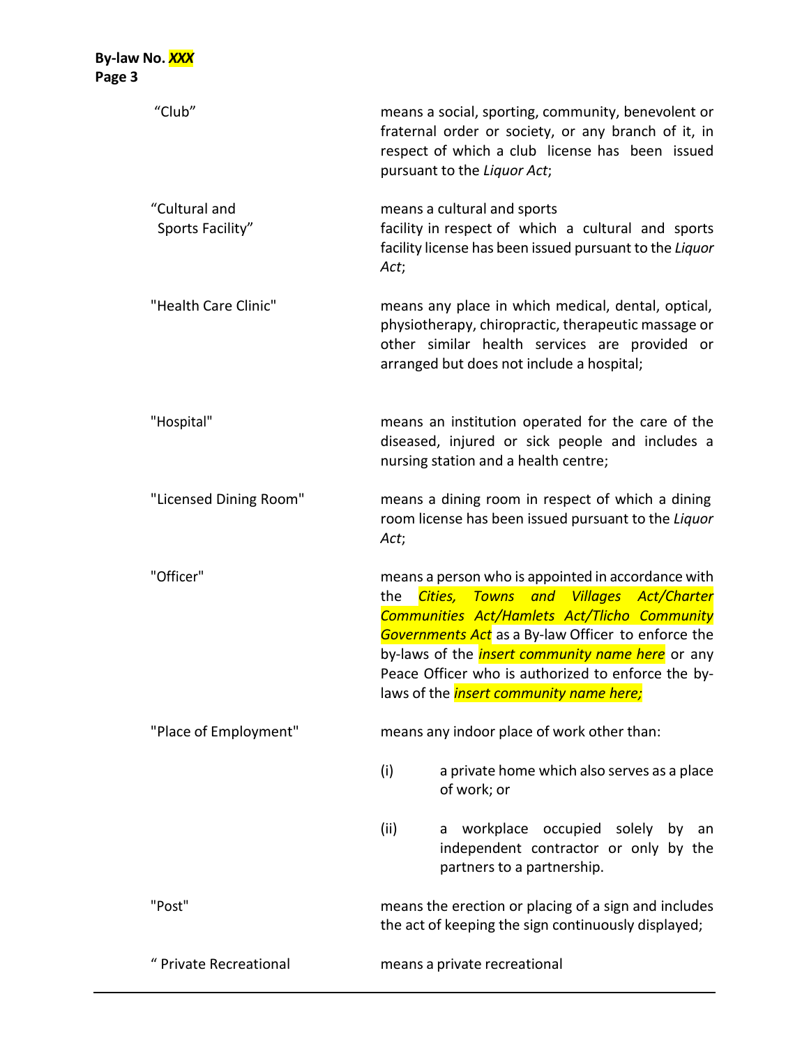"Club" means a social, sporting, community, benevolent or fraternal order or society, or any branch of it, in respect of which a club license has been issued pursuant to the *Liquor Act*;

"Cultural and Sports Facility" means a cultural and sports facility in respect of which a cultural and sports facility license has been issued pursuant to the *Liquor Act*;

"Health Care Clinic" means any place in which medical, dental, optical, physiotherapy, chiropractic, therapeutic massage or other similar health services are provided or arranged but does not include a hospital;

"Hospital" means an institution operated for the care of the diseased, injured or sick people and includes a nursing station and a health centre;

"Licensed Dining Room" means a dining room in respect of which a dining room license has been issued pursuant to the *Liquor Act*;

"Officer" means a person who is appointed in accordance with the *Cities, Towns and Villages Act/Charter Communities Act/Hamlets Act/Tlicho Community Governments Act* as a By-law Officer to enforce the by-laws of the *insert community name here* or any Peace Officer who is authorized to enforce the by-laws of the *insert community name here;*

"Place of Employment" means any indoor place of work other than:

(i) a private home which also serves as a place of work; or

(ii) a workplace occupied solely by an independent contractor or only by the partners to a partnership.

"Post" means the erection or placing of a sign and includes the act of keeping the sign continuously displayed;

" Private Recreational means a private recreational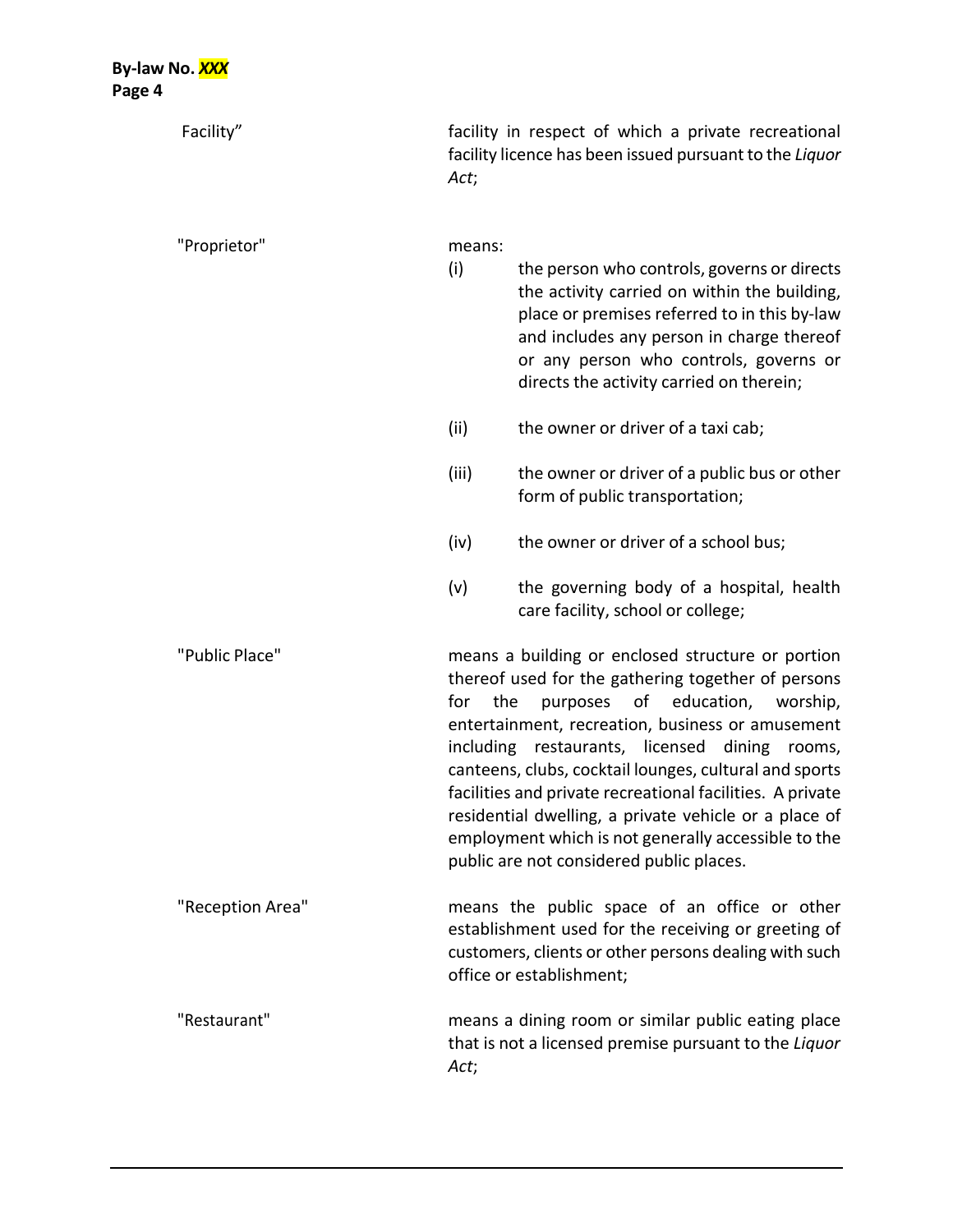Facility" — facility in respect of which a private recreational facility licence has been issued pursuant to the *Liquor Act*;

"Proprietor" — means:

(i) the person who controls, governs or directs the activity carried on within the building, place or premises referred to in this by-law and includes any person in charge thereof or any person who controls, governs or directs the activity carried on therein;

(ii) the owner or driver of a taxi cab;

(iii) the owner or driver of a public bus or other form of public transportation;

(iv) the owner or driver of a school bus;

(v) the governing body of a hospital, health care facility, school or college;

"Public Place" — means a building or enclosed structure or portion thereof used for the gathering together of persons for the purposes of education, worship, entertainment, recreation, business or amusement including restaurants, licensed dining rooms, canteens, clubs, cocktail lounges, cultural and sports facilities and private recreational facilities. A private residential dwelling, a private vehicle or a place of employment which is not generally accessible to the public are not considered public places.

"Reception Area" — means the public space of an office or other establishment used for the receiving or greeting of customers, clients or other persons dealing with such office or establishment;

"Restaurant" — means a dining room or similar public eating place that is not a licensed premise pursuant to the *Liquor Act*;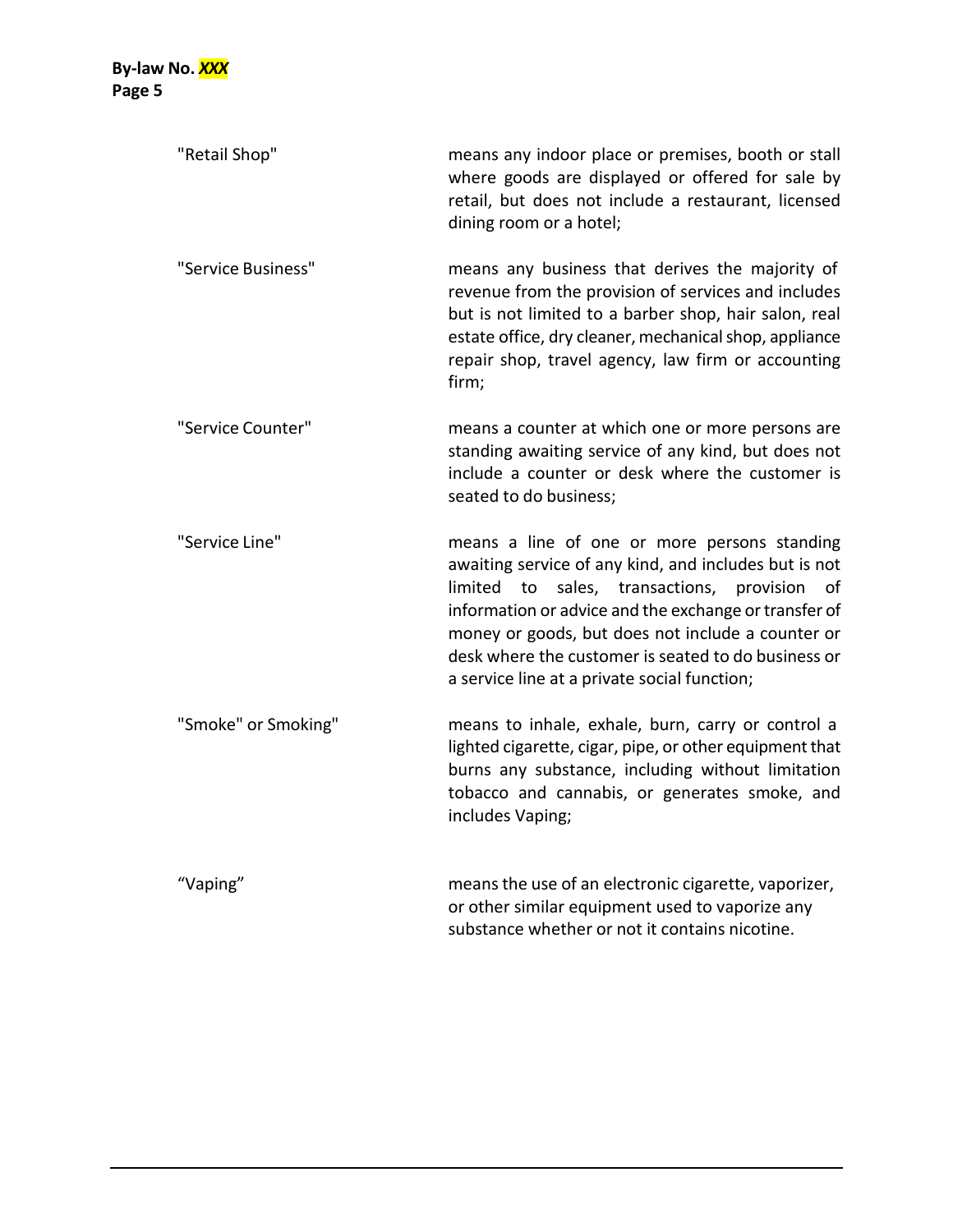"Retail Shop" means any indoor place or premises, booth or stall where goods are displayed or offered for sale by retail, but does not include a restaurant, licensed dining room or a hotel;

"Service Business" means any business that derives the majority of revenue from the provision of services and includes but is not limited to a barber shop, hair salon, real estate office, dry cleaner, mechanical shop, appliance repair shop, travel agency, law firm or accounting firm;

"Service Counter" means a counter at which one or more persons are standing awaiting service of any kind, but does not include a counter or desk where the customer is seated to do business;

"Service Line" means a line of one or more persons standing awaiting service of any kind, and includes but is not limited to sales, transactions, provision of information or advice and the exchange or transfer of money or goods, but does not include a counter or desk where the customer is seated to do business or a service line at a private social function;

"Smoke" or Smoking" means to inhale, exhale, burn, carry or control a lighted cigarette, cigar, pipe, or other equipment that burns any substance, including without limitation tobacco and cannabis, or generates smoke, and includes Vaping;

"Vaping" means the use of an electronic cigarette, vaporizer, or other similar equipment used to vaporize any substance whether or not it contains nicotine.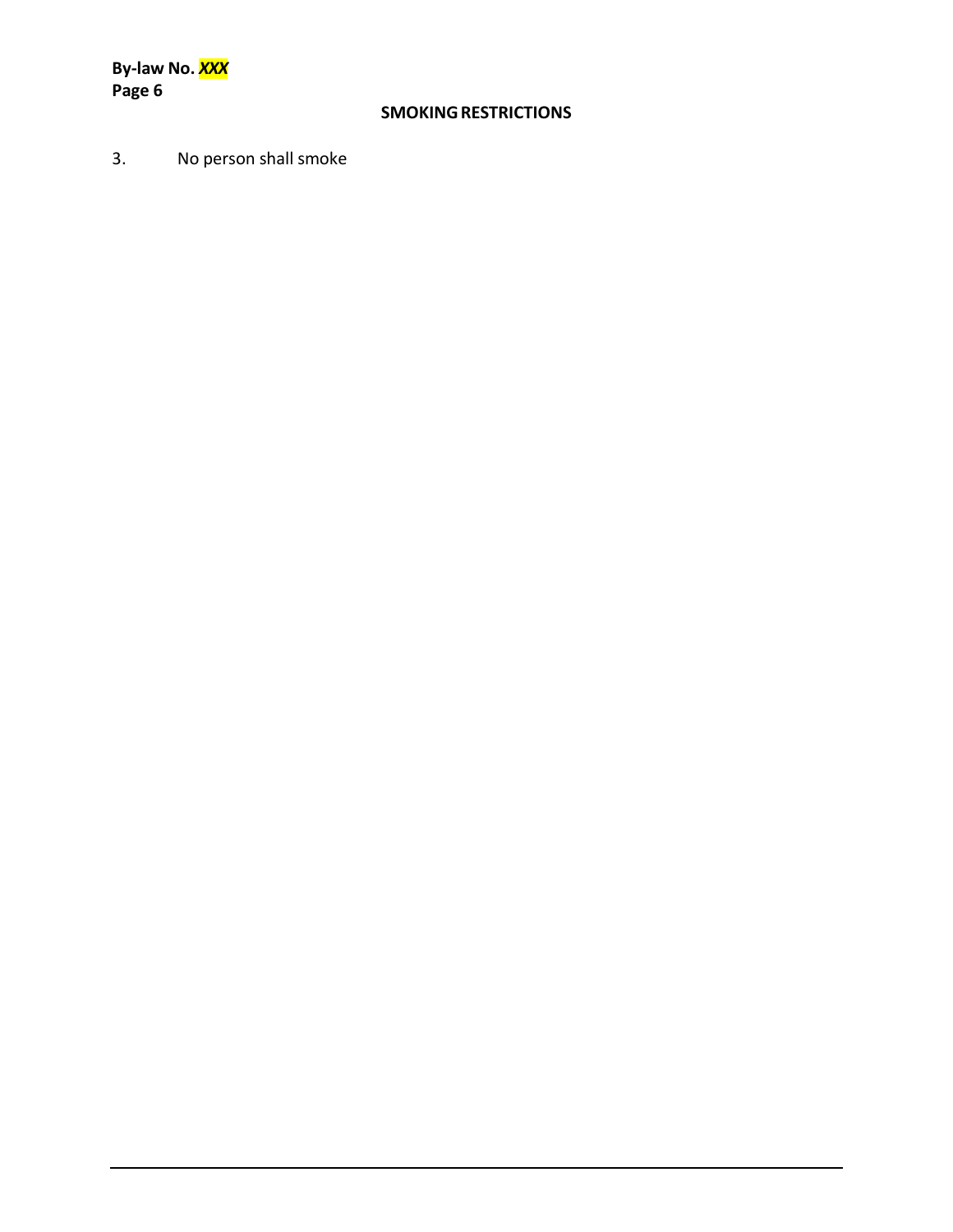## SMOKING RESTRICTIONS

3. No person shall smoke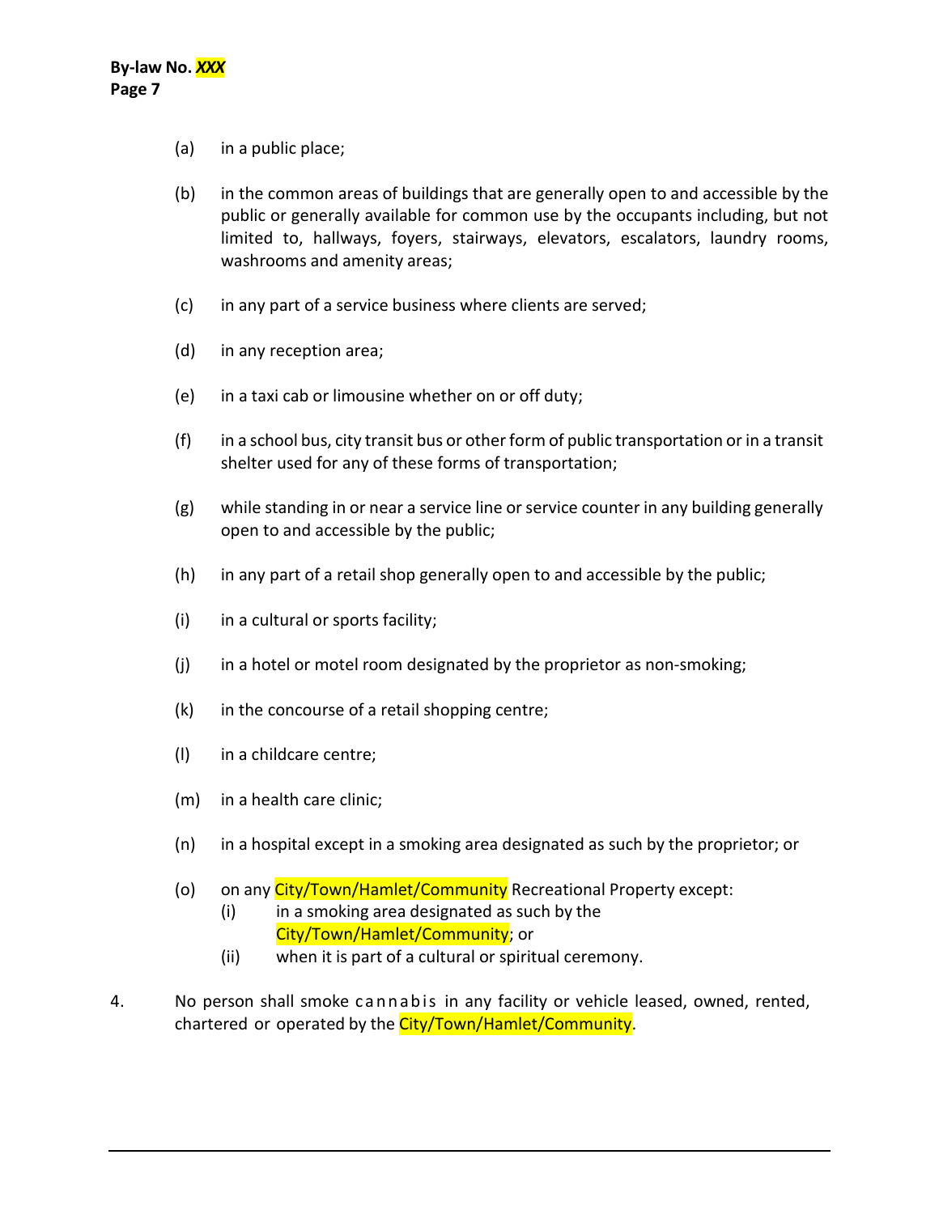(a) in a public place;

(b) in the common areas of buildings that are generally open to and accessible by the public or generally available for common use by the occupants including, but not limited to, hallways, foyers, stairways, elevators, escalators, laundry rooms, washrooms and amenity areas;

(c) in any part of a service business where clients are served;

(d) in any reception area;

(e) in a taxi cab or limousine whether on or off duty;

(f) in a school bus, city transit bus or other form of public transportation or in a transit shelter used for any of these forms of transportation;

(g) while standing in or near a service line or service counter in any building generally open to and accessible by the public;

(h) in any part of a retail shop generally open to and accessible by the public;

(i) in a cultural or sports facility;

(j) in a hotel or motel room designated by the proprietor as non-smoking;

(k) in the concourse of a retail shopping centre;

(l) in a childcare centre;

(m) in a health care clinic;

(n) in a hospital except in a smoking area designated as such by the proprietor; or

(o) on any City/Town/Hamlet/Community Recreational Property except:
   (i) in a smoking area designated as such by the City/Town/Hamlet/Community; or
   (ii) when it is part of a cultural or spiritual ceremony.

4. No person shall smoke cannabis in any facility or vehicle leased, owned, rented, chartered or operated by the City/Town/Hamlet/Community.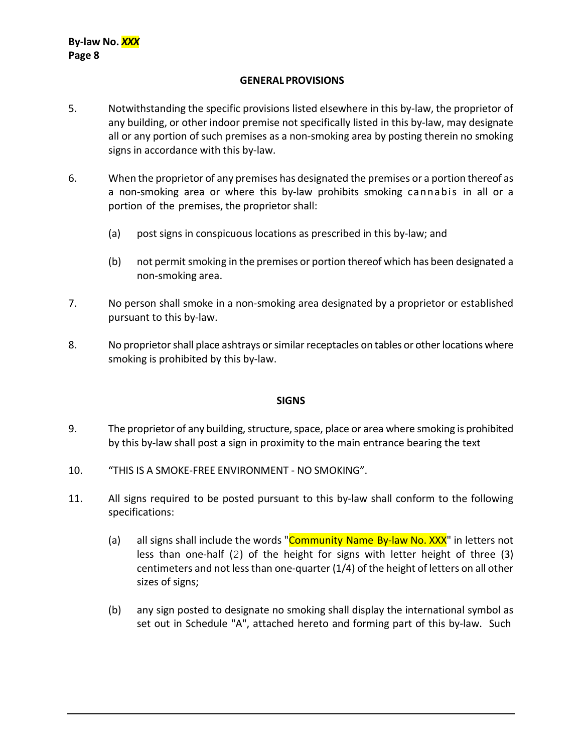## GENERAL PROVISIONS

5. Notwithstanding the specific provisions listed elsewhere in this by-law, the proprietor of any building, or other indoor premise not specifically listed in this by-law, may designate all or any portion of such premises as a non-smoking area by posting therein no smoking signs in accordance with this by-law.

6. When the proprietor of any premises has designated the premises or a portion thereof as a non-smoking area or where this by-law prohibits smoking cannabis in all or a portion of the premises, the proprietor shall:

   (a) post signs in conspicuous locations as prescribed in this by-law; and

   (b) not permit smoking in the premises or portion thereof which has been designated a non-smoking area.

7. No person shall smoke in a non-smoking area designated by a proprietor or established pursuant to this by-law.

8. No proprietor shall place ashtrays or similar receptacles on tables or other locations where smoking is prohibited by this by-law.

## SIGNS

9. The proprietor of any building, structure, space, place or area where smoking is prohibited by this by-law shall post a sign in proximity to the main entrance bearing the text

10. "THIS IS A SMOKE-FREE ENVIRONMENT - NO SMOKING".

11. All signs required to be posted pursuant to this by-law shall conform to the following specifications:

    (a) all signs shall include the words "Community Name By-law No. XXX" in letters not less than one-half (2) of the height for signs with letter height of three (3) centimeters and not less than one-quarter (1/4) of the height of letters on all other sizes of signs;

    (b) any sign posted to designate no smoking shall display the international symbol as set out in Schedule "A", attached hereto and forming part of this by-law. Such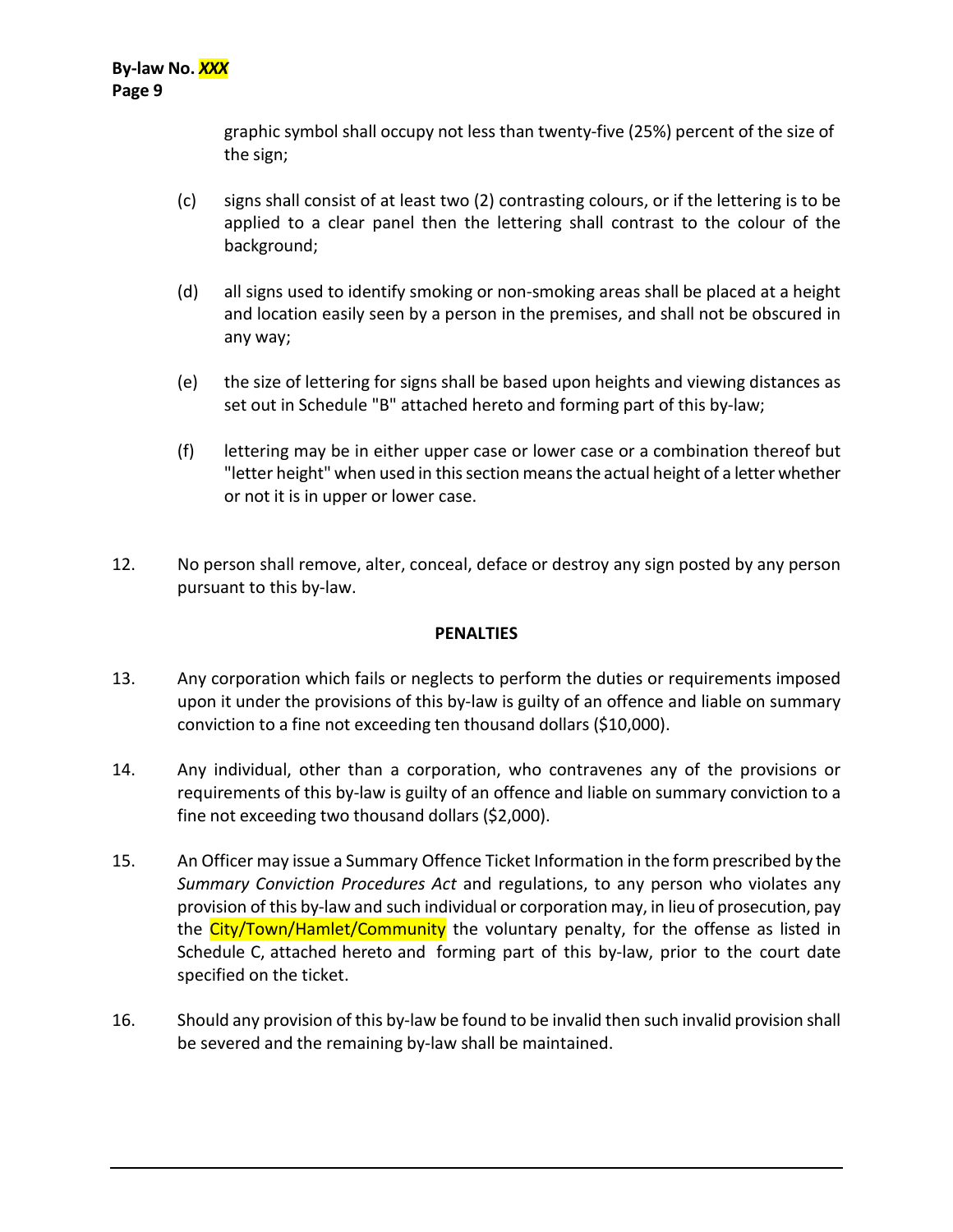graphic symbol shall occupy not less than twenty-five (25%) percent of the size of the sign;

(c) signs shall consist of at least two (2) contrasting colours, or if the lettering is to be applied to a clear panel then the lettering shall contrast to the colour of the background;

(d) all signs used to identify smoking or non-smoking areas shall be placed at a height and location easily seen by a person in the premises, and shall not be obscured in any way;

(e) the size of lettering for signs shall be based upon heights and viewing distances as set out in Schedule "B" attached hereto and forming part of this by-law;

(f) lettering may be in either upper case or lower case or a combination thereof but "letter height" when used in this section means the actual height of a letter whether or not it is in upper or lower case.

12. No person shall remove, alter, conceal, deface or destroy any sign posted by any person pursuant to this by-law.

**PENALTIES**

13. Any corporation which fails or neglects to perform the duties or requirements imposed upon it under the provisions of this by-law is guilty of an offence and liable on summary conviction to a fine not exceeding ten thousand dollars ($10,000).

14. Any individual, other than a corporation, who contravenes any of the provisions or requirements of this by-law is guilty of an offence and liable on summary conviction to a fine not exceeding two thousand dollars ($2,000).

15. An Officer may issue a Summary Offence Ticket Information in the form prescribed by the *Summary Conviction Procedures Act* and regulations, to any person who violates any provision of this by-law and such individual or corporation may, in lieu of prosecution, pay the City/Town/Hamlet/Community the voluntary penalty, for the offense as listed in Schedule C, attached hereto and forming part of this by-law, prior to the court date specified on the ticket.

16. Should any provision of this by-law be found to be invalid then such invalid provision shall be severed and the remaining by-law shall be maintained.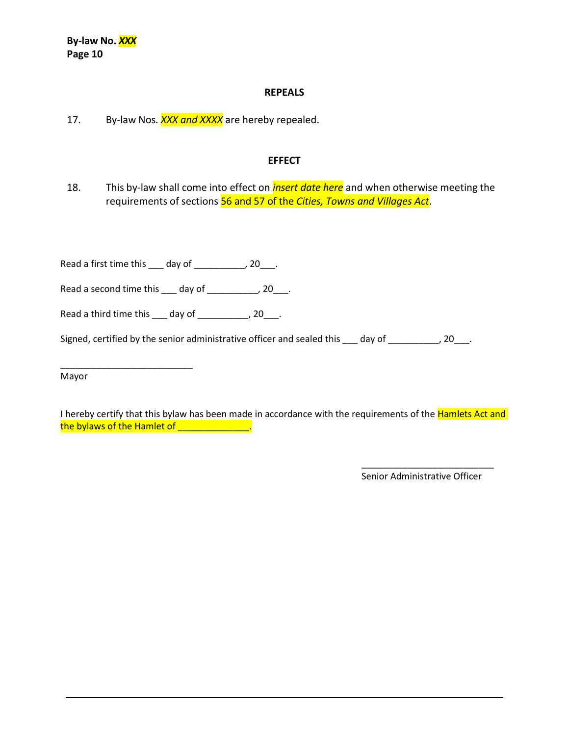## REPEALS

17. By-law Nos. *XXX and XXXX* are hereby repealed.

## EFFECT

18. This by-law shall come into effect on *insert date here* and when otherwise meeting the requirements of sections 56 and 57 of the *Cities, Towns and Villages Act*.

Read a first time this ___ day of __________, 20___.

Read a second time this ___ day of __________, 20___.

Read a third time this ___ day of __________, 20___.

Signed, certified by the senior administrative officer and sealed this ___ day of __________, 20___.

_________________________
Mayor

I hereby certify that this bylaw has been made in accordance with the requirements of the Hamlets Act and the bylaws of the Hamlet of ______________.

_________________________
Senior Administrative Officer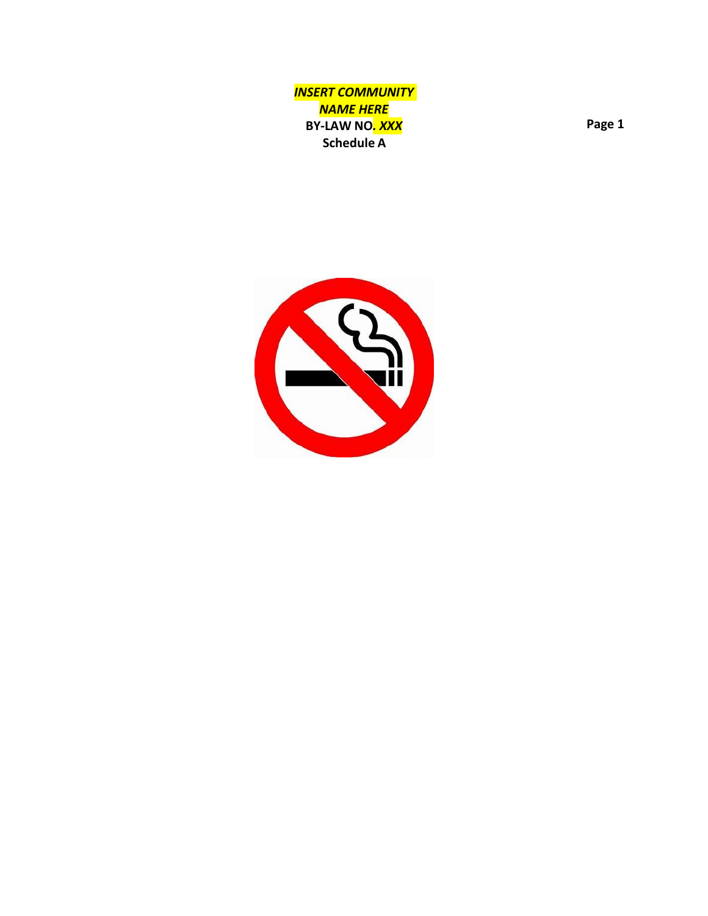***INSERT COMMUNITY NAME HERE***

**BY-LAW NO*. XXX***

**Schedule A**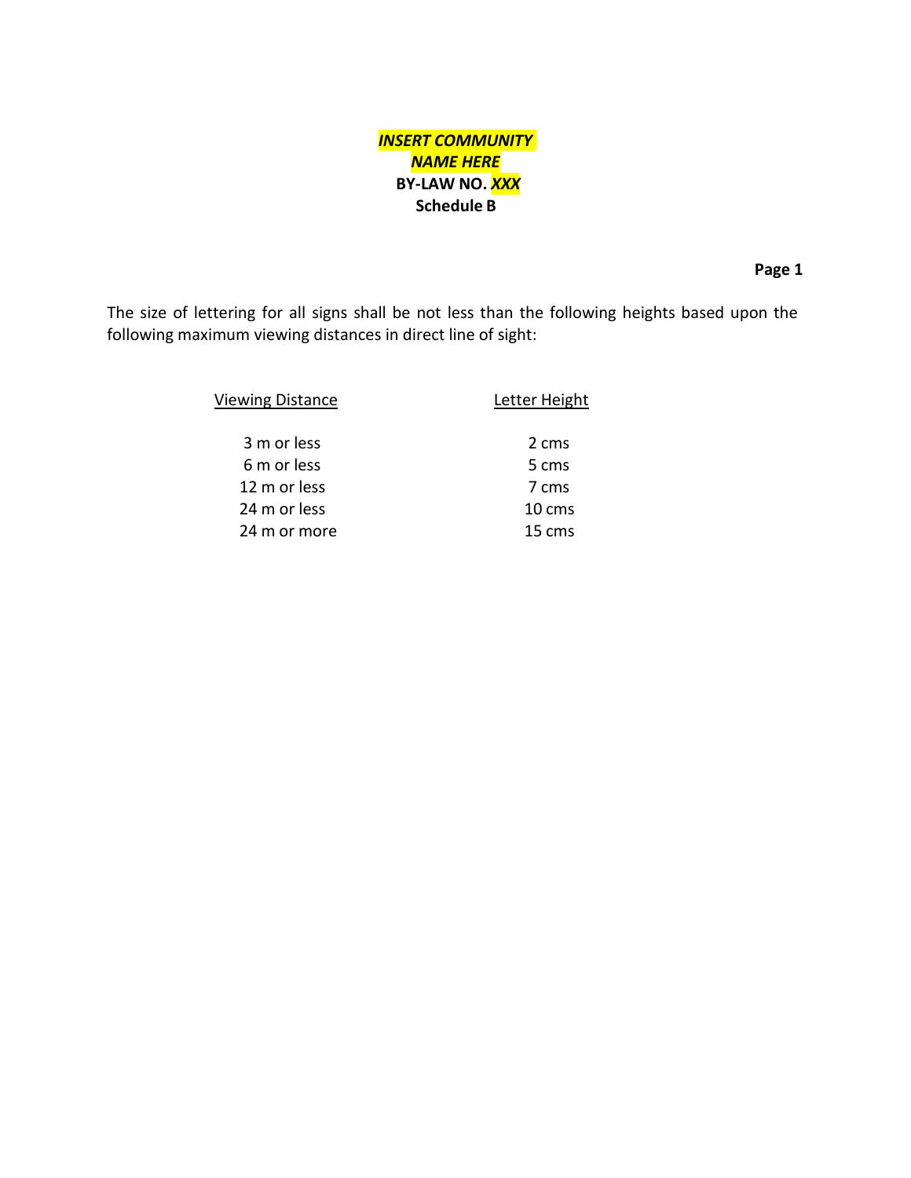***INSERT COMMUNITY NAME HERE***
**BY-LAW NO. *XXX***
**Schedule B**

The size of lettering for all signs shall be not less than the following heights based upon the following maximum viewing distances in direct line of sight:

| Viewing Distance | Letter Height |
|---|---|
| 3 m or less | 2 cms |
| 6 m or less | 5 cms |
| 12 m or less | 7 cms |
| 24 m or less | 10 cms |
| 24 m or more | 15 cms |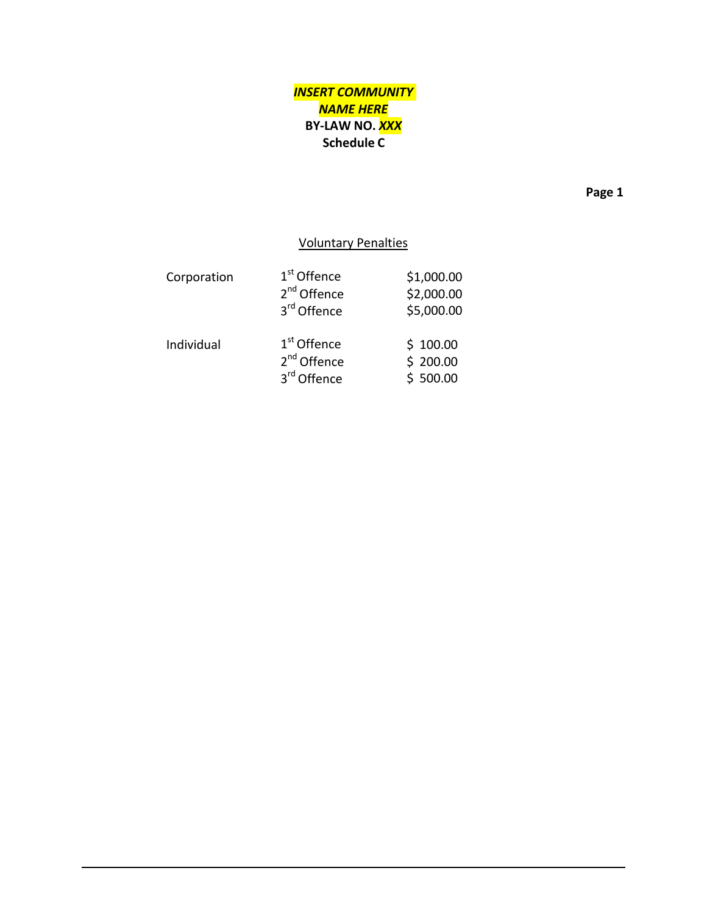***INSERT COMMUNITY NAME HERE***
**BY-LAW NO. *XXX***
**Schedule C**

**Page 1**

Voluntary Penalties

| | | |
|---|---|---|
| Corporation | 1st Offence | $1,000.00 |
| | 2nd Offence | $2,000.00 |
| | 3rd Offence | $5,000.00 |
| Individual | 1st Offence | $ 100.00 |
| | 2nd Offence | $ 200.00 |
| | 3rd Offence | $ 500.00 |